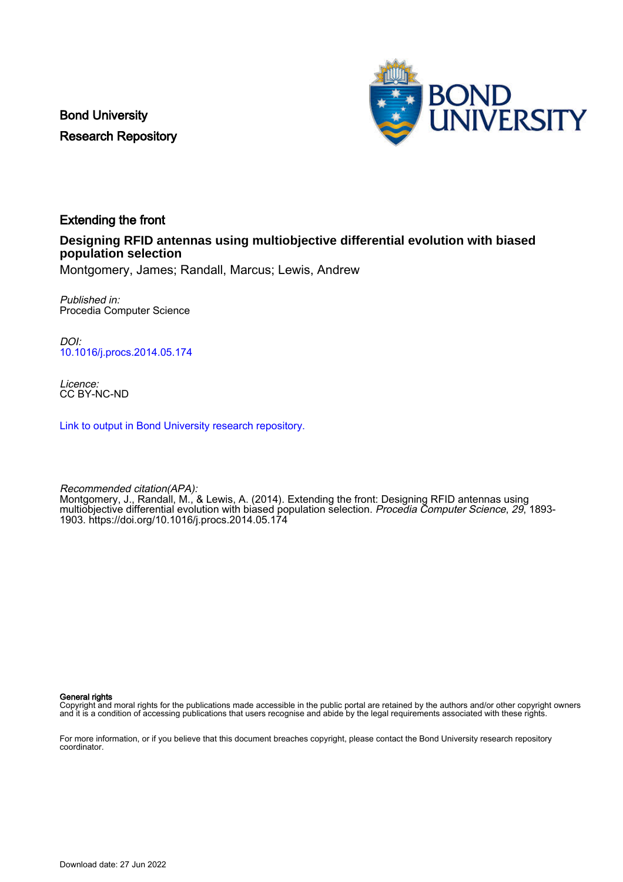Bond University
Research Repository

# Extending the front

## Designing RFID antennas using multiobjective differential evolution with biased population selection

Montgomery, James; Randall, Marcus; Lewis, Andrew

*Published in:*
Procedia Computer Science

*DOI:*
10.1016/j.procs.2014.05.174

*Licence:*
CC BY-NC-ND

Link to output in Bond University research repository.

*Recommended citation(APA):*
Montgomery, J., Randall, M., & Lewis, A. (2014). Extending the front: Designing RFID antennas using multiobjective differential evolution with biased population selection. *Procedia Computer Science*, *29*, 1893-1903. https://doi.org/10.1016/j.procs.2014.05.174

**General rights**
Copyright and moral rights for the publications made accessible in the public portal are retained by the authors and/or other copyright owners and it is a condition of accessing publications that users recognise and abide by the legal requirements associated with these rights.

For more information, or if you believe that this document breaches copyright, please contact the Bond University research repository coordinator.

Download date: 27 Jun 2022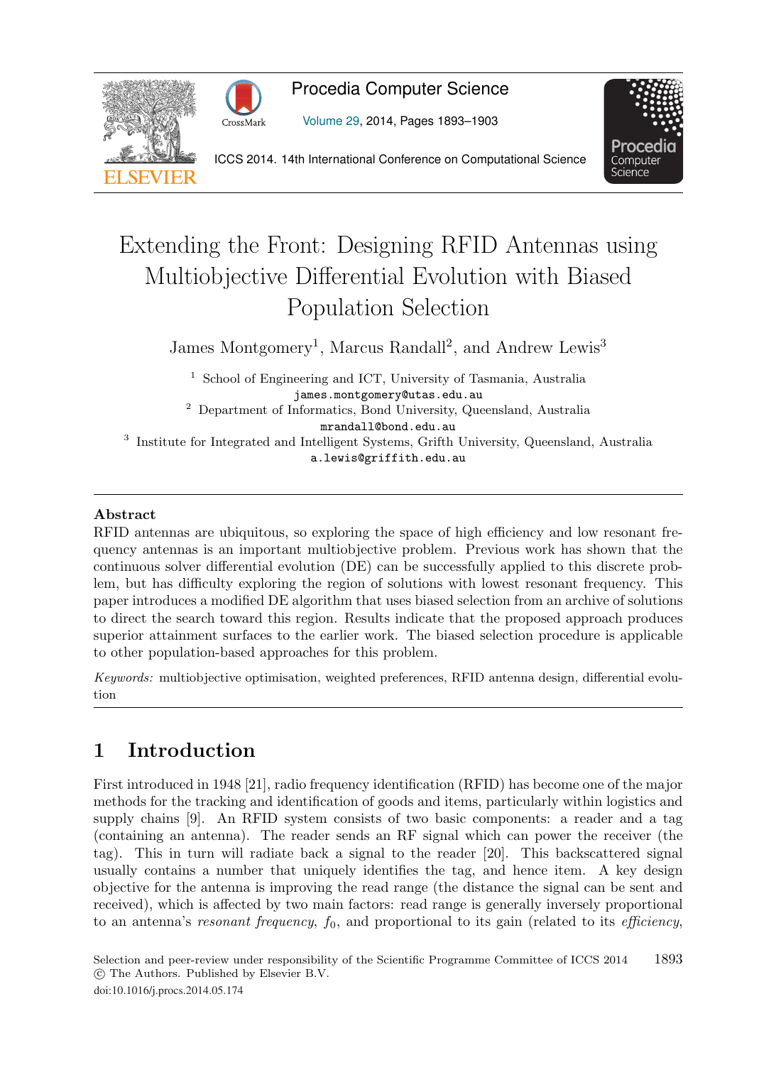# Extending the Front: Designing RFID Antennas using Multiobjective Differential Evolution with Biased Population Selection

James Montgomery[1], Marcus Randall[2], and Andrew Lewis[3]

[1] School of Engineering and ICT, University of Tasmania, Australia
james.montgomery@utas.edu.au

[2] Department of Informatics, Bond University, Queensland, Australia
mrandall@bond.edu.au

[3] Institute for Integrated and Intelligent Systems, Grifth University, Queensland, Australia
a.lewis@griffith.edu.au

## Abstract

RFID antennas are ubiquitous, so exploring the space of high efficiency and low resonant frequency antennas is an important multiobjective problem. Previous work has shown that the continuous solver differential evolution (DE) can be successfully applied to this discrete problem, but has difficulty exploring the region of solutions with lowest resonant frequency. This paper introduces a modified DE algorithm that uses biased selection from an archive of solutions to direct the search toward this region. Results indicate that the proposed approach produces superior attainment surfaces to the earlier work. The biased selection procedure is applicable to other population-based approaches for this problem.

*Keywords:* multiobjective optimisation, weighted preferences, RFID antenna design, differential evolution

## 1 Introduction

First introduced in 1948 [21], radio frequency identification (RFID) has become one of the major methods for the tracking and identification of goods and items, particularly within logistics and supply chains [9]. An RFID system consists of two basic components: a reader and a tag (containing an antenna). The reader sends an RF signal which can power the receiver (the tag). This in turn will radiate back a signal to the reader [20]. This backscattered signal usually contains a number that uniquely identifies the tag, and hence item. A key design objective for the antenna is improving the read range (the distance the signal can be sent and received), which is affected by two main factors: read range is generally inversely proportional to an antenna's *resonant frequency*, $f_0$, and proportional to its gain (related to its *efficiency*,

Selection and peer-review under responsibility of the Scientific Programme Committee of ICCS 2014
© The Authors. Published by Elsevier B.V.
doi:10.1016/j.procs.2014.05.174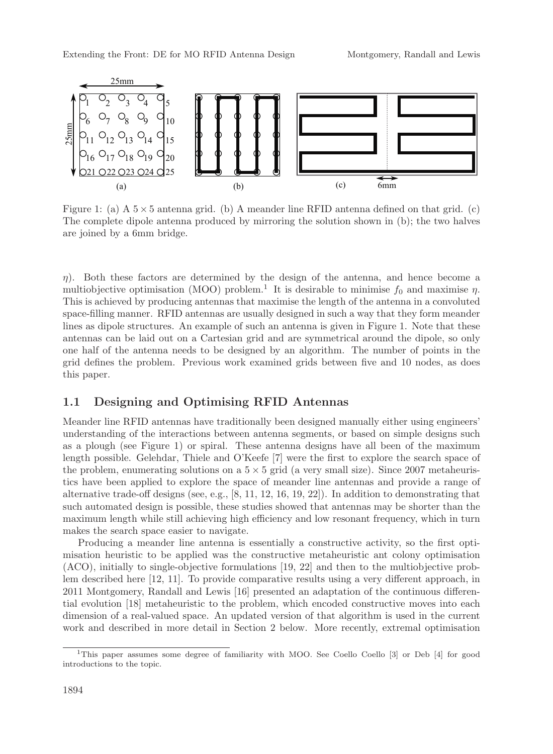Figure 1: (a) A $5 \times 5$ antenna grid. (b) A meander line RFID antenna defined on that grid. (c) The complete dipole antenna produced by mirroring the solution shown in (b); the two halves are joined by a 6mm bridge.

$\eta$). Both these factors are determined by the design of the antenna, and hence become a multiobjective optimisation (MOO) problem.[1] It is desirable to minimise $f_0$ and maximise $\eta$. This is achieved by producing antennas that maximise the length of the antenna in a convoluted space-filling manner. RFID antennas are usually designed in such a way that they form meander lines as dipole structures. An example of such an antenna is given in Figure 1. Note that these antennas can be laid out on a Cartesian grid and are symmetrical around the dipole, so only one half of the antenna needs to be designed by an algorithm. The number of points in the grid defines the problem. Previous work examined grids between five and 10 nodes, as does this paper.

## 1.1 Designing and Optimising RFID Antennas

Meander line RFID antennas have traditionally been designed manually either using engineers' understanding of the interactions between antenna segments, or based on simple designs such as a plough (see Figure 1) or spiral. These antenna designs have all been of the maximum length possible. Gelehdar, Thiele and O'Keefe [7] were the first to explore the search space of the problem, enumerating solutions on a $5 \times 5$ grid (a very small size). Since 2007 metaheuristics have been applied to explore the space of meander line antennas and provide a range of alternative trade-off designs (see, e.g., [8, 11, 12, 16, 19, 22]). In addition to demonstrating that such automated design is possible, these studies showed that antennas may be shorter than the maximum length while still achieving high efficiency and low resonant frequency, which in turn makes the search space easier to navigate.

Producing a meander line antenna is essentially a constructive activity, so the first optimisation heuristic to be applied was the constructive metaheuristic ant colony optimisation (ACO), initially to single-objective formulations [19, 22] and then to the multiobjective problem described here [12, 11]. To provide comparative results using a very different approach, in 2011 Montgomery, Randall and Lewis [16] presented an adaptation of the continuous differential evolution [18] metaheuristic to the problem, which encoded constructive moves into each dimension of a real-valued space. An updated version of that algorithm is used in the current work and described in more detail in Section 2 below. More recently, extremal optimisation

[1] This paper assumes some degree of familiarity with MOO. See Coello Coello [3] or Deb [4] for good introductions to the topic.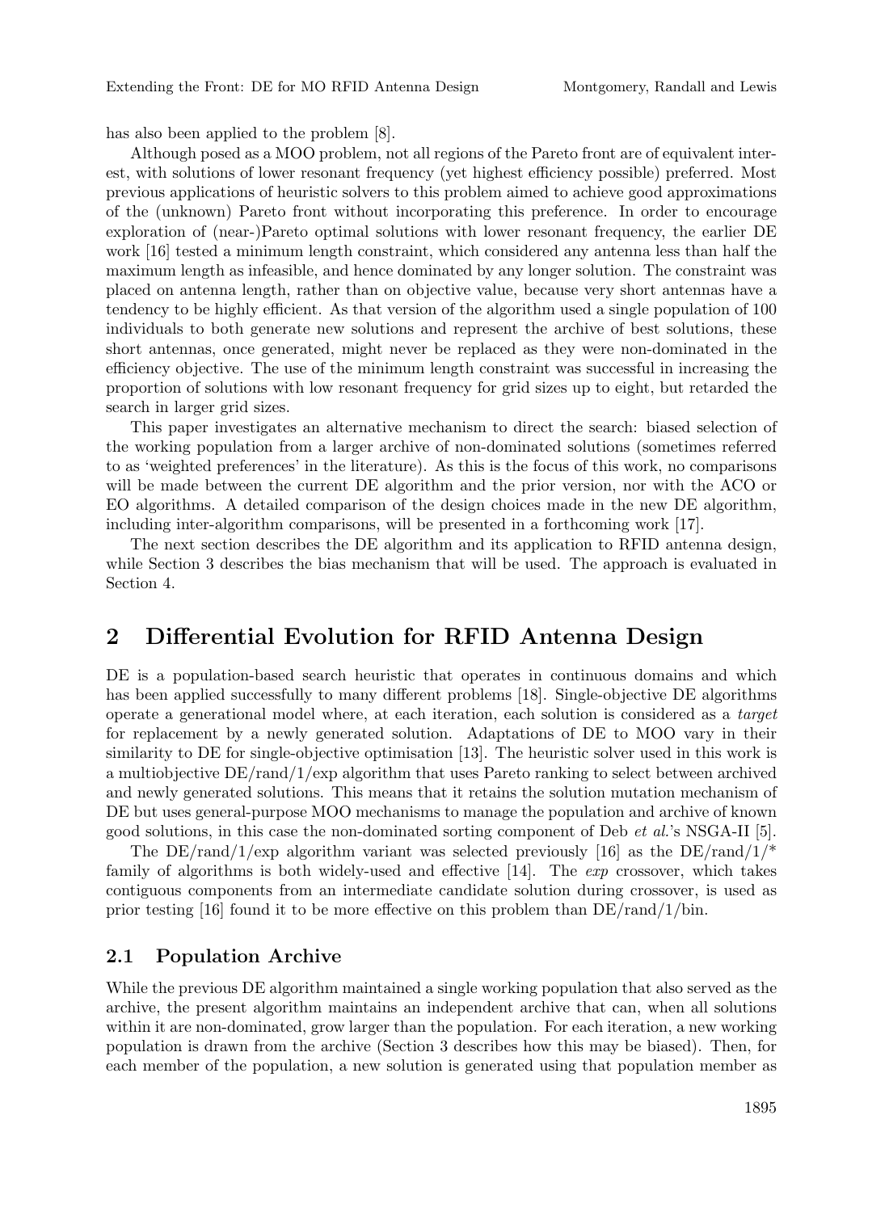has also been applied to the problem [8].

Although posed as a MOO problem, not all regions of the Pareto front are of equivalent interest, with solutions of lower resonant frequency (yet highest efficiency possible) preferred. Most previous applications of heuristic solvers to this problem aimed to achieve good approximations of the (unknown) Pareto front without incorporating this preference. In order to encourage exploration of (near-)Pareto optimal solutions with lower resonant frequency, the earlier DE work [16] tested a minimum length constraint, which considered any antenna less than half the maximum length as infeasible, and hence dominated by any longer solution. The constraint was placed on antenna length, rather than on objective value, because very short antennas have a tendency to be highly efficient. As that version of the algorithm used a single population of 100 individuals to both generate new solutions and represent the archive of best solutions, these short antennas, once generated, might never be replaced as they were non-dominated in the efficiency objective. The use of the minimum length constraint was successful in increasing the proportion of solutions with low resonant frequency for grid sizes up to eight, but retarded the search in larger grid sizes.

This paper investigates an alternative mechanism to direct the search: biased selection of the working population from a larger archive of non-dominated solutions (sometimes referred to as 'weighted preferences' in the literature). As this is the focus of this work, no comparisons will be made between the current DE algorithm and the prior version, nor with the ACO or EO algorithms. A detailed comparison of the design choices made in the new DE algorithm, including inter-algorithm comparisons, will be presented in a forthcoming work [17].

The next section describes the DE algorithm and its application to RFID antenna design, while Section 3 describes the bias mechanism that will be used. The approach is evaluated in Section 4.

## 2 Differential Evolution for RFID Antenna Design

DE is a population-based search heuristic that operates in continuous domains and which has been applied successfully to many different problems [18]. Single-objective DE algorithms operate a generational model where, at each iteration, each solution is considered as a *target* for replacement by a newly generated solution. Adaptations of DE to MOO vary in their similarity to DE for single-objective optimisation [13]. The heuristic solver used in this work is a multiobjective DE/rand/1/exp algorithm that uses Pareto ranking to select between archived and newly generated solutions. This means that it retains the solution mutation mechanism of DE but uses general-purpose MOO mechanisms to manage the population and archive of known good solutions, in this case the non-dominated sorting component of Deb *et al.*'s NSGA-II [5].

The DE/rand/1/exp algorithm variant was selected previously [16] as the DE/rand/1/* family of algorithms is both widely-used and effective [14]. The *exp* crossover, which takes contiguous components from an intermediate candidate solution during crossover, is used as prior testing [16] found it to be more effective on this problem than DE/rand/1/bin.

### 2.1 Population Archive

While the previous DE algorithm maintained a single working population that also served as the archive, the present algorithm maintains an independent archive that can, when all solutions within it are non-dominated, grow larger than the population. For each iteration, a new working population is drawn from the archive (Section 3 describes how this may be biased). Then, for each member of the population, a new solution is generated using that population member as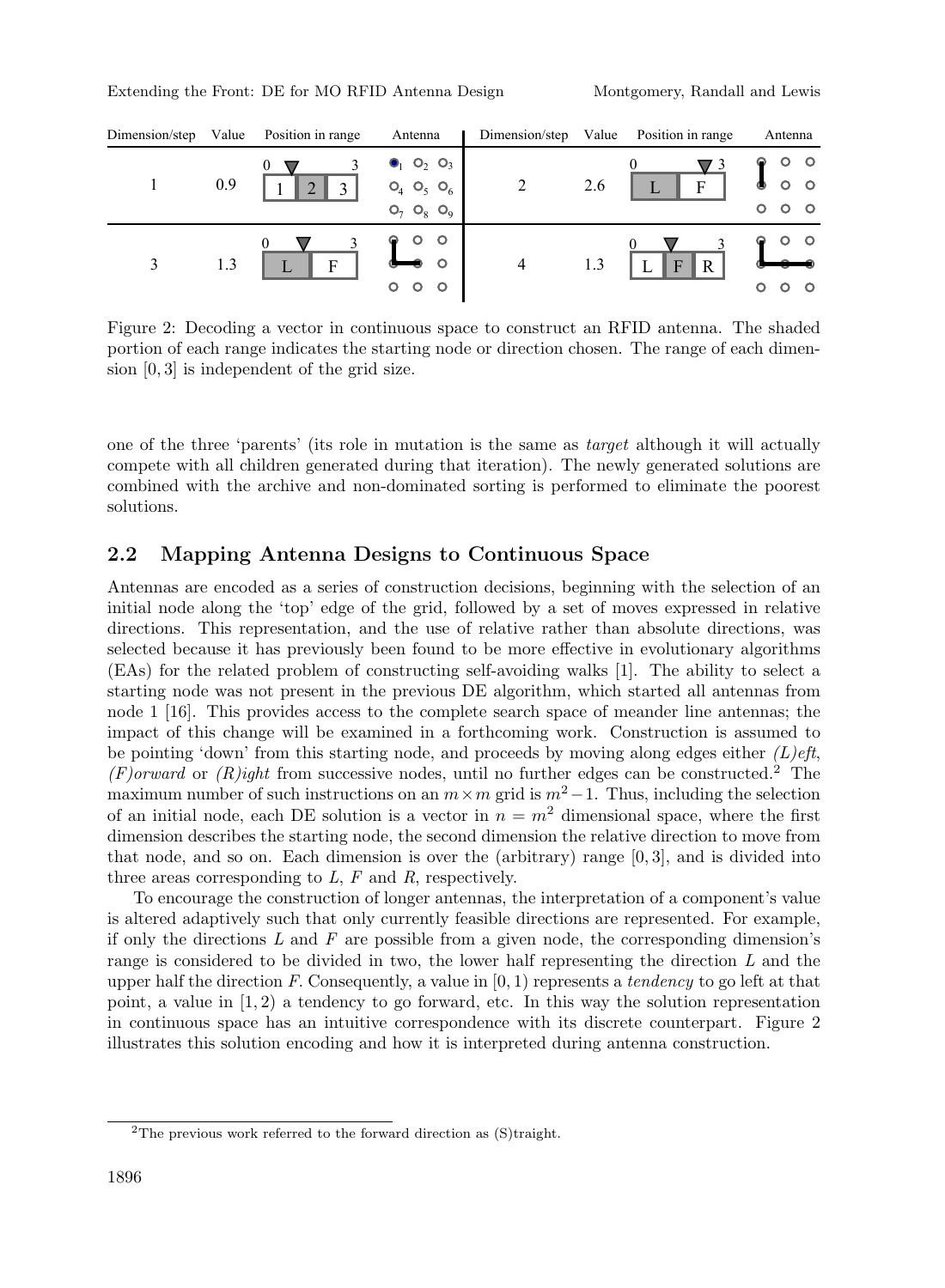| Dimension/step | Value | Position in range | Antenna | Dimension/step | Value | Position in range | Antenna |
|---|---|---|---|---|---|---|---|
| 1 | 0.9 | 0 — 3: 1 [2] 3 | | 2 | 2.6 | 0 — 3: [L] F | |
| 3 | 1.3 | 0 — 3: [L] F | | 4 | 1.3 | 0 — 3: L [F] R | |

Figure 2: Decoding a vector in continuous space to construct an RFID antenna. The shaded portion of each range indicates the starting node or direction chosen. The range of each dimension $[0, 3]$ is independent of the grid size.

one of the three 'parents' (its role in mutation is the same as *target* although it will actually compete with all children generated during that iteration). The newly generated solutions are combined with the archive and non-dominated sorting is performed to eliminate the poorest solutions.

## 2.2 Mapping Antenna Designs to Continuous Space

Antennas are encoded as a series of construction decisions, beginning with the selection of an initial node along the 'top' edge of the grid, followed by a set of moves expressed in relative directions. This representation, and the use of relative rather than absolute directions, was selected because it has previously been found to be more effective in evolutionary algorithms (EAs) for the related problem of constructing self-avoiding walks [1]. The ability to select a starting node was not present in the previous DE algorithm, which started all antennas from node 1 [16]. This provides access to the complete search space of meander line antennas; the impact of this change will be examined in a forthcoming work. Construction is assumed to be pointing 'down' from this starting node, and proceeds by moving along edges either *(L)eft*, *(F)orward* or *(R)ight* from successive nodes, until no further edges can be constructed.[2] The maximum number of such instructions on an $m \times m$ grid is $m^2 - 1$. Thus, including the selection of an initial node, each DE solution is a vector in $n = m^2$ dimensional space, where the first dimension describes the starting node, the second dimension the relative direction to move from that node, and so on. Each dimension is over the (arbitrary) range $[0, 3]$, and is divided into three areas corresponding to $L$, $F$ and $R$, respectively.

To encourage the construction of longer antennas, the interpretation of a component's value is altered adaptively such that only currently feasible directions are represented. For example, if only the directions $L$ and $F$ are possible from a given node, the corresponding dimension's range is considered to be divided in two, the lower half representing the direction $L$ and the upper half the direction $F$. Consequently, a value in $[0, 1)$ represents a *tendency* to go left at that point, a value in $[1, 2)$ a tendency to go forward, etc. In this way the solution representation in continuous space has an intuitive correspondence with its discrete counterpart. Figure 2 illustrates this solution encoding and how it is interpreted during antenna construction.

[2] The previous work referred to the forward direction as (S)traight.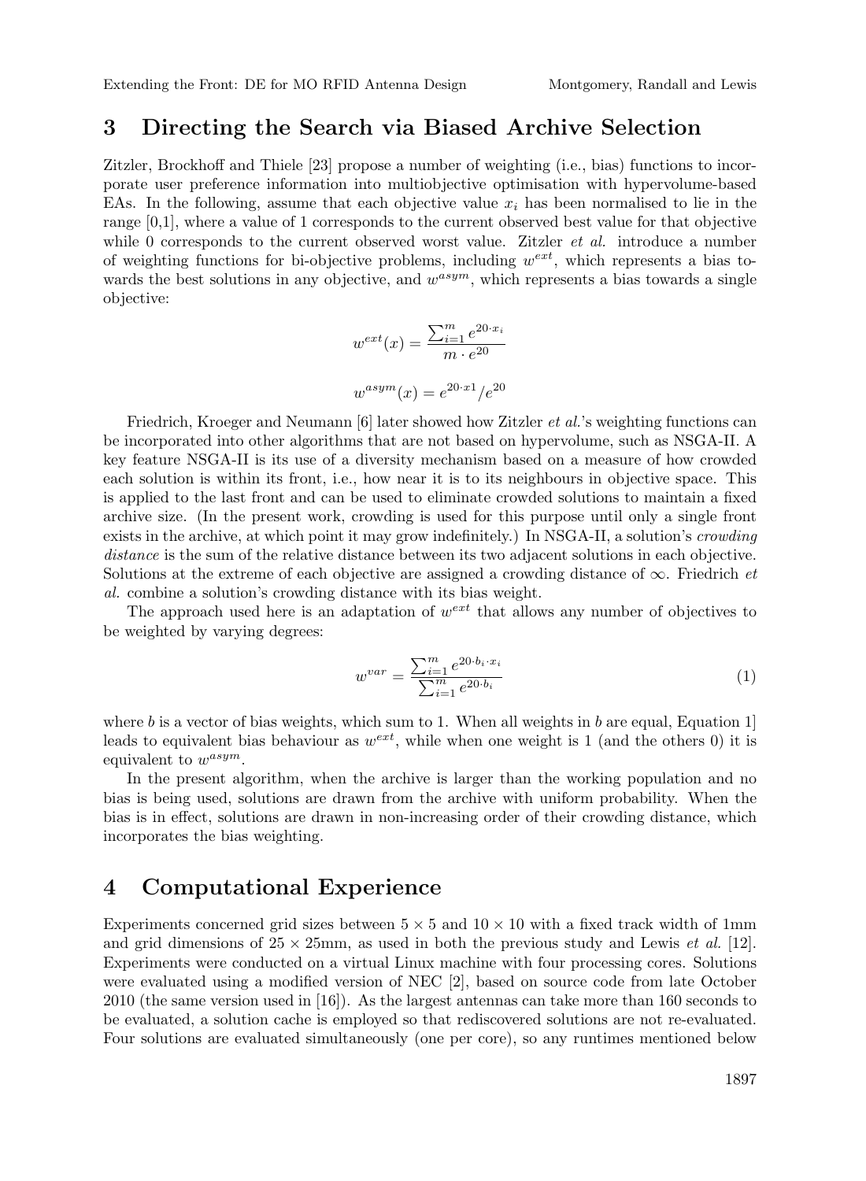## 3 Directing the Search via Biased Archive Selection

Zitzler, Brockhoff and Thiele [23] propose a number of weighting (i.e., bias) functions to incorporate user preference information into multiobjective optimisation with hypervolume-based EAs. In the following, assume that each objective value $x_i$ has been normalised to lie in the range [0,1], where a value of 1 corresponds to the current observed best value for that objective while 0 corresponds to the current observed worst value. Zitzler *et al.* introduce a number of weighting functions for bi-objective problems, including $w^{ext}$, which represents a bias towards the best solutions in any objective, and $w^{asym}$, which represents a bias towards a single objective:

$$w^{ext}(x) = \frac{\sum_{i=1}^{m} e^{20 \cdot x_i}}{m \cdot e^{20}}$$

$$w^{asym}(x) = e^{20 \cdot x1}/e^{20}$$

Friedrich, Kroeger and Neumann [6] later showed how Zitzler *et al.*'s weighting functions can be incorporated into other algorithms that are not based on hypervolume, such as NSGA-II. A key feature NSGA-II is its use of a diversity mechanism based on a measure of how crowded each solution is within its front, i.e., how near it is to its neighbours in objective space. This is applied to the last front and can be used to eliminate crowded solutions to maintain a fixed archive size. (In the present work, crowding is used for this purpose until only a single front exists in the archive, at which point it may grow indefinitely.) In NSGA-II, a solution's *crowding distance* is the sum of the relative distance between its two adjacent solutions in each objective. Solutions at the extreme of each objective are assigned a crowding distance of $\infty$. Friedrich *et al.* combine a solution's crowding distance with its bias weight.

The approach used here is an adaptation of $w^{ext}$ that allows any number of objectives to be weighted by varying degrees:

$$w^{var} = \frac{\sum_{i=1}^{m} e^{20 \cdot b_i \cdot x_i}}{\sum_{i=1}^{m} e^{20 \cdot b_i}} \tag{1}$$

where $b$ is a vector of bias weights, which sum to 1. When all weights in $b$ are equal, Equation 1] leads to equivalent bias behaviour as $w^{ext}$, while when one weight is 1 (and the others 0) it is equivalent to $w^{asym}$.

In the present algorithm, when the archive is larger than the working population and no bias is being used, solutions are drawn from the archive with uniform probability. When the bias is in effect, solutions are drawn in non-increasing order of their crowding distance, which incorporates the bias weighting.

## 4 Computational Experience

Experiments concerned grid sizes between $5 \times 5$ and $10 \times 10$ with a fixed track width of 1mm and grid dimensions of $25 \times 25$mm, as used in both the previous study and Lewis *et al.* [12]. Experiments were conducted on a virtual Linux machine with four processing cores. Solutions were evaluated using a modified version of NEC [2], based on source code from late October 2010 (the same version used in [16]). As the largest antennas can take more than 160 seconds to be evaluated, a solution cache is employed so that rediscovered solutions are not re-evaluated. Four solutions are evaluated simultaneously (one per core), so any runtimes mentioned below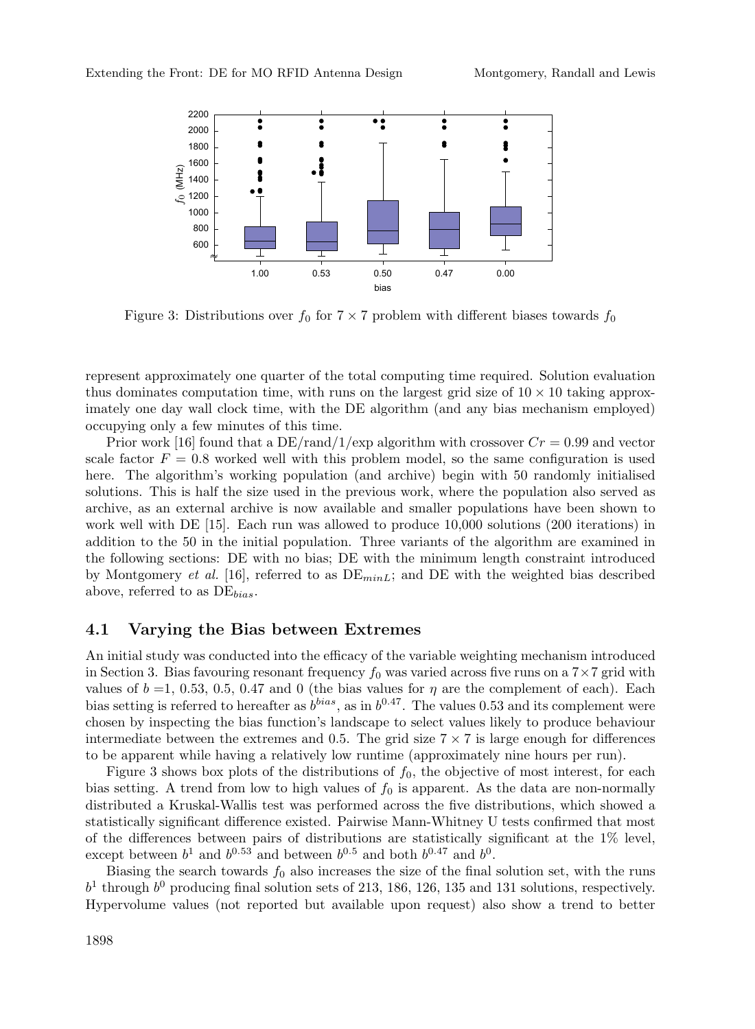Figure 3: Distributions over $f_0$ for $7 \times 7$ problem with different biases towards $f_0$

represent approximately one quarter of the total computing time required. Solution evaluation thus dominates computation time, with runs on the largest grid size of $10 \times 10$ taking approximately one day wall clock time, with the DE algorithm (and any bias mechanism employed) occupying only a few minutes of this time.

Prior work [16] found that a DE/rand/1/exp algorithm with crossover $Cr = 0.99$ and vector scale factor $F = 0.8$ worked well with this problem model, so the same configuration is used here. The algorithm's working population (and archive) begin with 50 randomly initialised solutions. This is half the size used in the previous work, where the population also served as archive, as an external archive is now available and smaller populations have been shown to work well with DE [15]. Each run was allowed to produce 10,000 solutions (200 iterations) in addition to the 50 in the initial population. Three variants of the algorithm are examined in the following sections: DE with no bias; DE with the minimum length constraint introduced by Montgomery *et al.* [16], referred to as $\text{DE}_{minL}$; and DE with the weighted bias described above, referred to as $\text{DE}_{bias}$.

## 4.1 Varying the Bias between Extremes

An initial study was conducted into the efficacy of the variable weighting mechanism introduced in Section 3. Bias favouring resonant frequency $f_0$ was varied across five runs on a $7\times7$ grid with values of $b$ =1, 0.53, 0.5, 0.47 and 0 (the bias values for $\eta$ are the complement of each). Each bias setting is referred to hereafter as $b^{bias}$, as in $b^{0.47}$. The values 0.53 and its complement were chosen by inspecting the bias function's landscape to select values likely to produce behaviour intermediate between the extremes and 0.5. The grid size $7 \times 7$ is large enough for differences to be apparent while having a relatively low runtime (approximately nine hours per run).

Figure 3 shows box plots of the distributions of $f_0$, the objective of most interest, for each bias setting. A trend from low to high values of $f_0$ is apparent. As the data are non-normally distributed a Kruskal-Wallis test was performed across the five distributions, which showed a statistically significant difference existed. Pairwise Mann-Whitney U tests confirmed that most of the differences between pairs of distributions are statistically significant at the 1% level, except between $b^1$ and $b^{0.53}$ and between $b^{0.5}$ and both $b^{0.47}$ and $b^0$.

Biasing the search towards $f_0$ also increases the size of the final solution set, with the runs $b^1$ through $b^0$ producing final solution sets of 213, 186, 126, 135 and 131 solutions, respectively. Hypervolume values (not reported but available upon request) also show a trend to better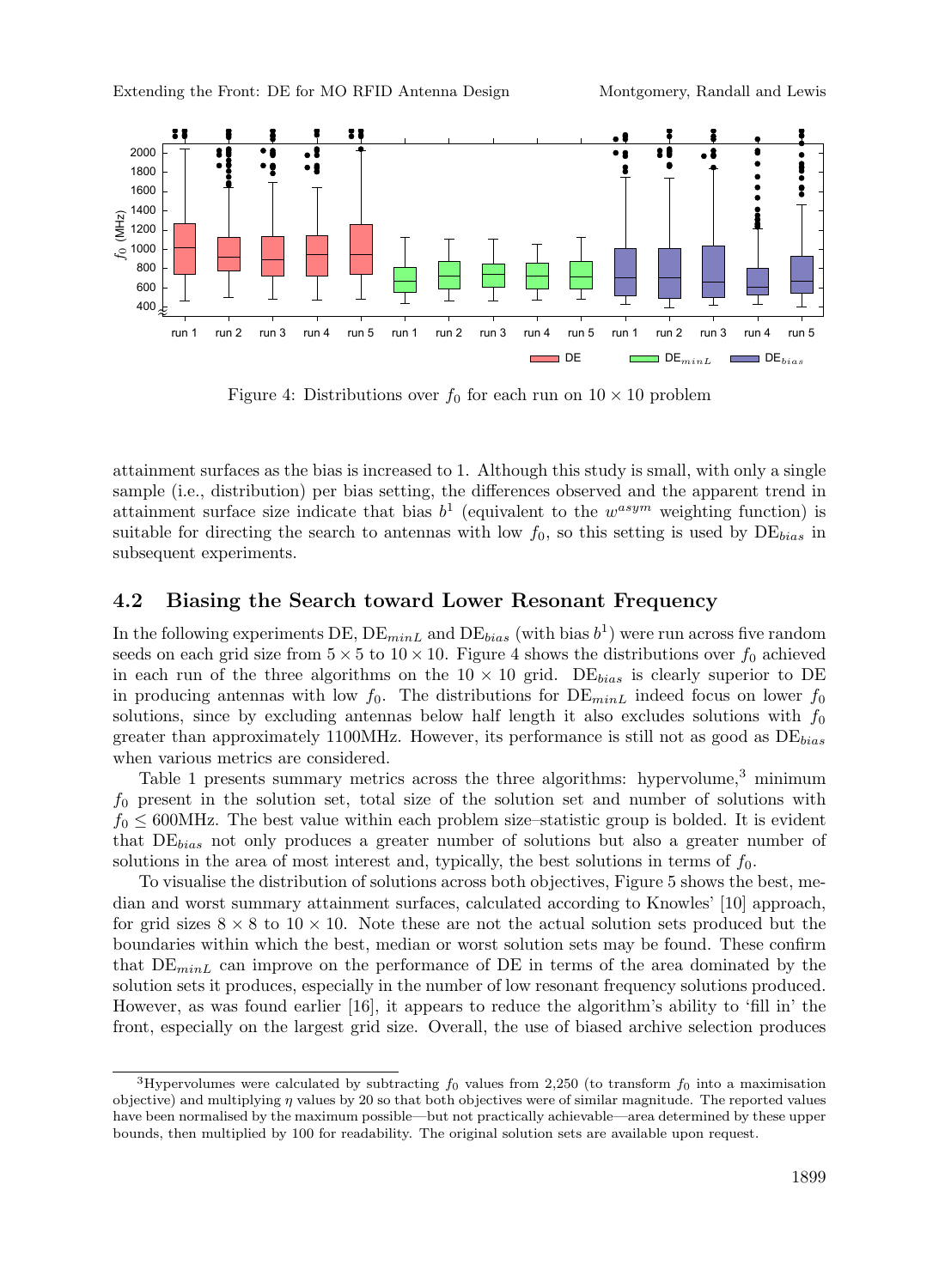Figure 4: Distributions over $f_0$ for each run on $10 \times 10$ problem

attainment surfaces as the bias is increased to 1. Although this study is small, with only a single sample (i.e., distribution) per bias setting, the differences observed and the apparent trend in attainment surface size indicate that bias $b^1$ (equivalent to the $w^{asym}$ weighting function) is suitable for directing the search to antennas with low $f_0$, so this setting is used by $\text{DE}_{bias}$ in subsequent experiments.

## 4.2 Biasing the Search toward Lower Resonant Frequency

In the following experiments DE, $\text{DE}_{minL}$ and $\text{DE}_{bias}$ (with bias $b^1$) were run across five random seeds on each grid size from $5 \times 5$ to $10 \times 10$. Figure 4 shows the distributions over $f_0$ achieved in each run of the three algorithms on the $10 \times 10$ grid. $\text{DE}_{bias}$ is clearly superior to DE in producing antennas with low $f_0$. The distributions for $\text{DE}_{minL}$ indeed focus on lower $f_0$ solutions, since by excluding antennas below half length it also excludes solutions with $f_0$ greater than approximately 1100MHz. However, its performance is still not as good as $\text{DE}_{bias}$ when various metrics are considered.

Table 1 presents summary metrics across the three algorithms: hypervolume,[3] minimum $f_0$ present in the solution set, total size of the solution set and number of solutions with $f_0 \leq 600$MHz. The best value within each problem size–statistic group is bolded. It is evident that $\text{DE}_{bias}$ not only produces a greater number of solutions but also a greater number of solutions in the area of most interest and, typically, the best solutions in terms of $f_0$.

To visualise the distribution of solutions across both objectives, Figure 5 shows the best, median and worst summary attainment surfaces, calculated according to Knowles' [10] approach, for grid sizes $8 \times 8$ to $10 \times 10$. Note these are not the actual solution sets produced but the boundaries within which the best, median or worst solution sets may be found. These confirm that $\text{DE}_{minL}$ can improve on the performance of DE in terms of the area dominated by the solution sets it produces, especially in the number of low resonant frequency solutions produced. However, as was found earlier [16], it appears to reduce the algorithm's ability to 'fill in' the front, especially on the largest grid size. Overall, the use of biased archive selection produces

[3] Hypervolumes were calculated by subtracting $f_0$ values from 2,250 (to transform $f_0$ into a maximisation objective) and multiplying $\eta$ values by 20 so that both objectives were of similar magnitude. The reported values have been normalised by the maximum possible—but not practically achievable—area determined by these upper bounds, then multiplied by 100 for readability. The original solution sets are available upon request.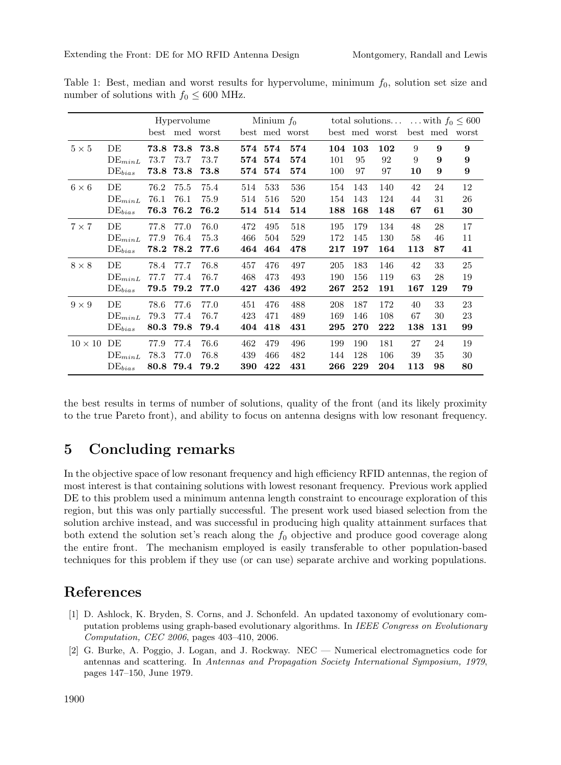Table 1: Best, median and worst results for hypervolume, minimum $f_0$, solution set size and number of solutions with $f_0 \leq 600$ MHz.

| | | Hypervolume | | | Minium $f_0$ | | | total solutions... | | | ...with $f_0 \leq 600$ | | |
|---|---|---|---|---|---|---|---|---|---|---|---|---|---|
| | | best | med | worst | best | med | worst | best | med | worst | best | med | worst |
| $5 \times 5$ | DE | **73.8** | **73.8** | **73.8** | **574** | **574** | **574** | **104** | **103** | **102** | 9 | **9** | **9** |
| | $\text{DE}_{minL}$ | 73.7 | 73.7 | 73.7 | **574** | **574** | **574** | 101 | 95 | 92 | 9 | **9** | **9** |
| | $\text{DE}_{bias}$ | **73.8** | **73.8** | **73.8** | **574** | **574** | **574** | 100 | 97 | 97 | **10** | **9** | **9** |
| $6 \times 6$ | DE | 76.2 | 75.5 | 75.4 | 514 | 533 | 536 | 154 | 143 | 140 | 42 | 24 | 12 |
| | $\text{DE}_{minL}$ | 76.1 | 76.1 | 75.9 | 514 | 516 | 520 | 154 | 143 | 124 | 44 | 31 | 26 |
| | $\text{DE}_{bias}$ | **76.3** | **76.2** | **76.2** | **514** | **514** | **514** | **188** | **168** | **148** | **67** | **61** | **30** |
| $7 \times 7$ | DE | 77.8 | 77.0 | 76.0 | 472 | 495 | 518 | 195 | 179 | 134 | 48 | 28 | 17 |
| | $\text{DE}_{minL}$ | 77.9 | 76.4 | 75.3 | 466 | 504 | 529 | 172 | 145 | 130 | 58 | 46 | 11 |
| | $\text{DE}_{bias}$ | **78.2** | **78.2** | **77.6** | **464** | **464** | **478** | **217** | **197** | **164** | **113** | **87** | **41** |
| $8 \times 8$ | DE | 78.4 | 77.7 | 76.8 | 457 | 476 | 497 | 205 | 183 | 146 | 42 | 33 | 25 |
| | $\text{DE}_{minL}$ | 77.7 | 77.4 | 76.7 | 468 | 473 | 493 | 190 | 156 | 119 | 63 | 28 | 19 |
| | $\text{DE}_{bias}$ | **79.5** | **79.2** | **77.0** | **427** | **436** | **492** | **267** | **252** | **191** | **167** | **129** | **79** |
| $9 \times 9$ | DE | 78.6 | 77.6 | 77.0 | 451 | 476 | 488 | 208 | 187 | 172 | 40 | 33 | 23 |
| | $\text{DE}_{minL}$ | 79.3 | 77.4 | 76.7 | 423 | 471 | 489 | 169 | 146 | 108 | 67 | 30 | 23 |
| | $\text{DE}_{bias}$ | **80.3** | **79.8** | **79.4** | **404** | **418** | **431** | **295** | **270** | **222** | **138** | **131** | **99** |
| $10 \times 10$ | DE | 77.9 | 77.4 | 76.6 | 462 | 479 | 496 | 199 | 190 | 181 | 27 | 24 | 19 |
| | $\text{DE}_{minL}$ | 78.3 | 77.0 | 76.8 | 439 | 466 | 482 | 144 | 128 | 106 | 39 | 35 | 30 |
| | $\text{DE}_{bias}$ | **80.8** | **79.4** | **79.2** | **390** | **422** | **431** | **266** | **229** | **204** | **113** | **98** | **80** |

the best results in terms of number of solutions, quality of the front (and its likely proximity to the true Pareto front), and ability to focus on antenna designs with low resonant frequency.

## 5 Concluding remarks

In the objective space of low resonant frequency and high efficiency RFID antennas, the region of most interest is that containing solutions with lowest resonant frequency. Previous work applied DE to this problem used a minimum antenna length constraint to encourage exploration of this region, but this was only partially successful. The present work used biased selection from the solution archive instead, and was successful in producing high quality attainment surfaces that both extend the solution set's reach along the $f_0$ objective and produce good coverage along the entire front. The mechanism employed is easily transferable to other population-based techniques for this problem if they use (or can use) separate archive and working populations.

## References

[1] D. Ashlock, K. Bryden, S. Corns, and J. Schonfeld. An updated taxonomy of evolutionary computation problems using graph-based evolutionary algorithms. In *IEEE Congress on Evolutionary Computation, CEC 2006*, pages 403–410, 2006.

[2] G. Burke, A. Poggio, J. Logan, and J. Rockway. NEC — Numerical electromagnetics code for antennas and scattering. In *Antennas and Propagation Society International Symposium, 1979*, pages 147–150, June 1979.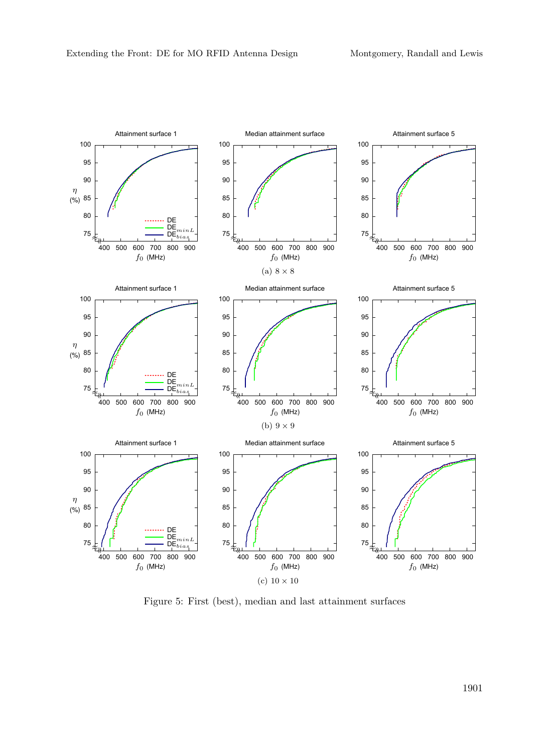Attainment surface 1 | Median attainment surface | Attainment surface 5

(a) $8 \times 8$

Attainment surface 1 | Median attainment surface | Attainment surface 5

(b) $9 \times 9$

Attainment surface 1 | Median attainment surface | Attainment surface 5

(c) $10 \times 10$

Figure 5: First (best), median and last attainment surfaces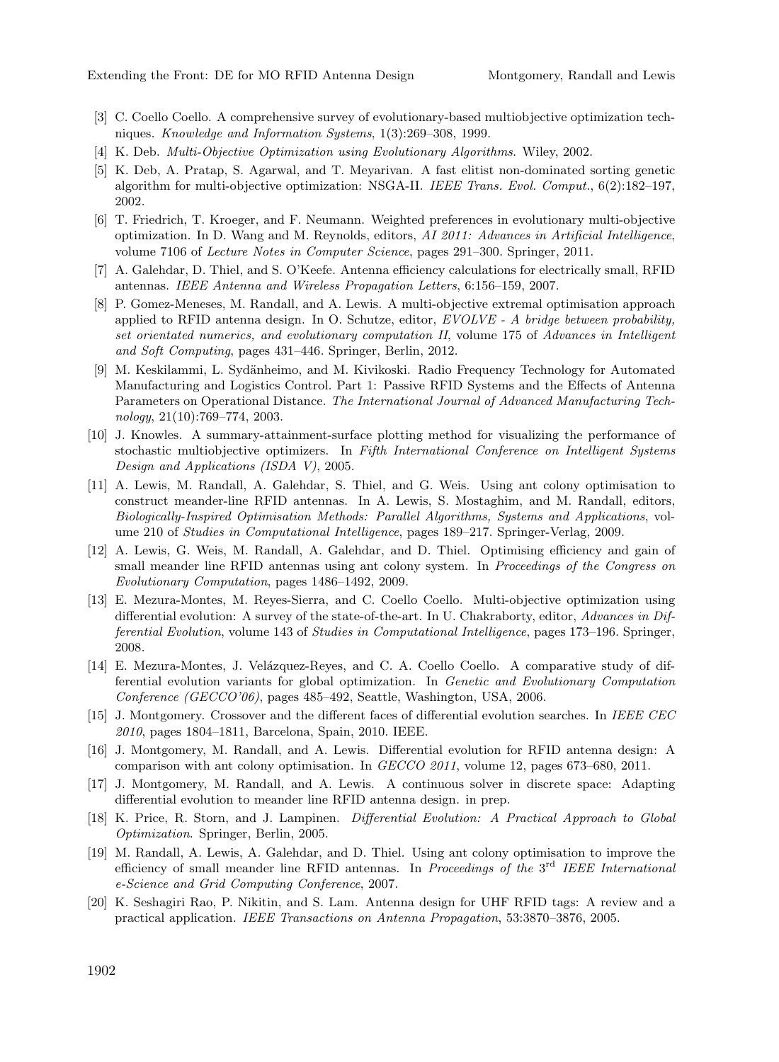[3] C. Coello Coello. A comprehensive survey of evolutionary-based multiobjective optimization techniques. *Knowledge and Information Systems*, 1(3):269–308, 1999.

[4] K. Deb. *Multi-Objective Optimization using Evolutionary Algorithms*. Wiley, 2002.

[5] K. Deb, A. Pratap, S. Agarwal, and T. Meyarivan. A fast elitist non-dominated sorting genetic algorithm for multi-objective optimization: NSGA-II. *IEEE Trans. Evol. Comput.*, 6(2):182–197, 2002.

[6] T. Friedrich, T. Kroeger, and F. Neumann. Weighted preferences in evolutionary multi-objective optimization. In D. Wang and M. Reynolds, editors, *AI 2011: Advances in Artificial Intelligence*, volume 7106 of *Lecture Notes in Computer Science*, pages 291–300. Springer, 2011.

[7] A. Galehdar, D. Thiel, and S. O'Keefe. Antenna efficiency calculations for electrically small, RFID antennas. *IEEE Antenna and Wireless Propagation Letters*, 6:156–159, 2007.

[8] P. Gomez-Meneses, M. Randall, and A. Lewis. A multi-objective extremal optimisation approach applied to RFID antenna design. In O. Schutze, editor, *EVOLVE - A bridge between probability, set orientated numerics, and evolutionary computation II*, volume 175 of *Advances in Intelligent and Soft Computing*, pages 431–446. Springer, Berlin, 2012.

[9] M. Keskilammi, L. Sydänheimo, and M. Kivikoski. Radio Frequency Technology for Automated Manufacturing and Logistics Control. Part 1: Passive RFID Systems and the Effects of Antenna Parameters on Operational Distance. *The International Journal of Advanced Manufacturing Technology*, 21(10):769–774, 2003.

[10] J. Knowles. A summary-attainment-surface plotting method for visualizing the performance of stochastic multiobjective optimizers. In *Fifth International Conference on Intelligent Systems Design and Applications (ISDA V)*, 2005.

[11] A. Lewis, M. Randall, A. Galehdar, S. Thiel, and G. Weis. Using ant colony optimisation to construct meander-line RFID antennas. In A. Lewis, S. Mostaghim, and M. Randall, editors, *Biologically-Inspired Optimisation Methods: Parallel Algorithms, Systems and Applications*, volume 210 of *Studies in Computational Intelligence*, pages 189–217. Springer-Verlag, 2009.

[12] A. Lewis, G. Weis, M. Randall, A. Galehdar, and D. Thiel. Optimising efficiency and gain of small meander line RFID antennas using ant colony system. In *Proceedings of the Congress on Evolutionary Computation*, pages 1486–1492, 2009.

[13] E. Mezura-Montes, M. Reyes-Sierra, and C. Coello Coello. Multi-objective optimization using differential evolution: A survey of the state-of-the-art. In U. Chakraborty, editor, *Advances in Differential Evolution*, volume 143 of *Studies in Computational Intelligence*, pages 173–196. Springer, 2008.

[14] E. Mezura-Montes, J. Velázquez-Reyes, and C. A. Coello Coello. A comparative study of differential evolution variants for global optimization. In *Genetic and Evolutionary Computation Conference (GECCO'06)*, pages 485–492, Seattle, Washington, USA, 2006.

[15] J. Montgomery. Crossover and the different faces of differential evolution searches. In *IEEE CEC 2010*, pages 1804–1811, Barcelona, Spain, 2010. IEEE.

[16] J. Montgomery, M. Randall, and A. Lewis. Differential evolution for RFID antenna design: A comparison with ant colony optimisation. In *GECCO 2011*, volume 12, pages 673–680, 2011.

[17] J. Montgomery, M. Randall, and A. Lewis. A continuous solver in discrete space: Adapting differential evolution to meander line RFID antenna design. in prep.

[18] K. Price, R. Storn, and J. Lampinen. *Differential Evolution: A Practical Approach to Global Optimization*. Springer, Berlin, 2005.

[19] M. Randall, A. Lewis, A. Galehdar, and D. Thiel. Using ant colony optimisation to improve the efficiency of small meander line RFID antennas. In *Proceedings of the 3rd IEEE International e-Science and Grid Computing Conference*, 2007.

[20] K. Seshagiri Rao, P. Nikitin, and S. Lam. Antenna design for UHF RFID tags: A review and a practical application. *IEEE Transactions on Antenna Propagation*, 53:3870–3876, 2005.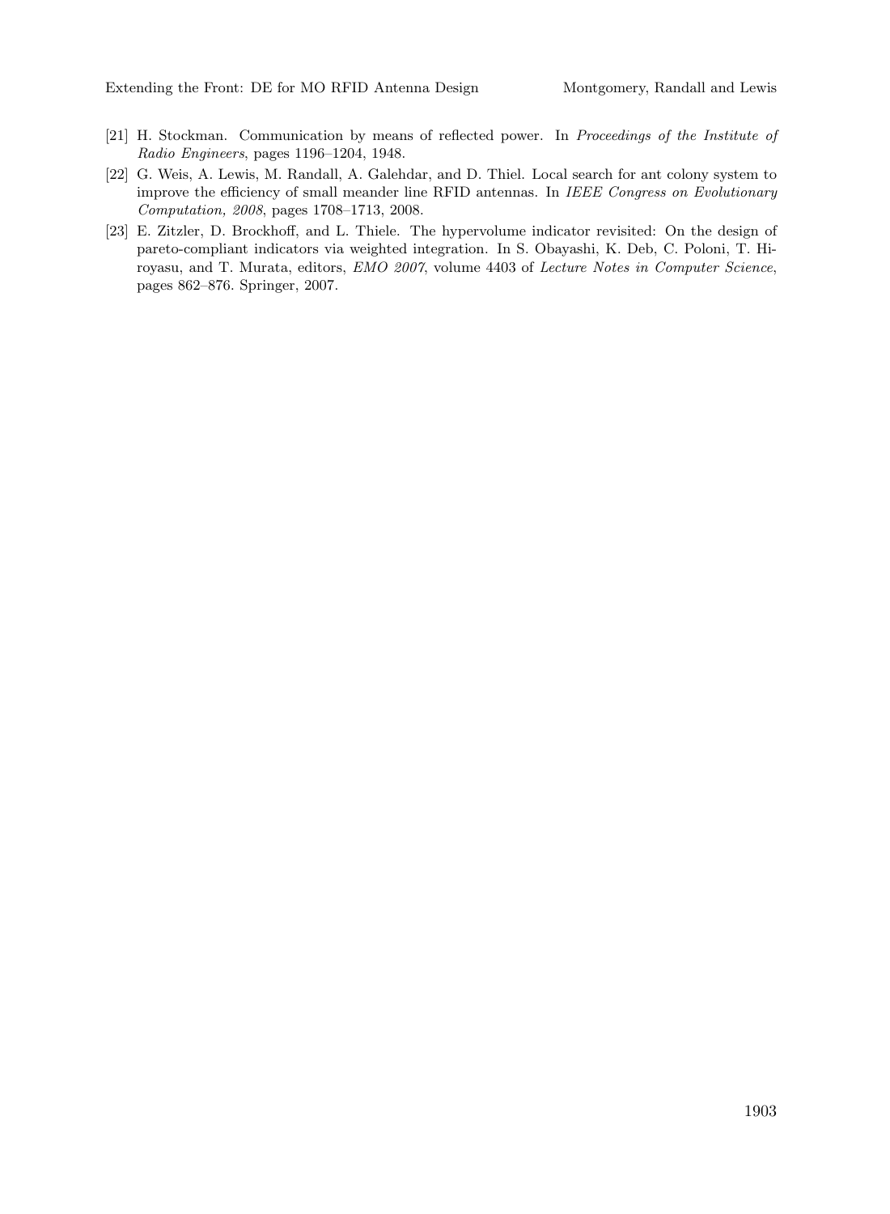[21] H. Stockman. Communication by means of reflected power. In *Proceedings of the Institute of Radio Engineers*, pages 1196–1204, 1948.

[22] G. Weis, A. Lewis, M. Randall, A. Galehdar, and D. Thiel. Local search for ant colony system to improve the efficiency of small meander line RFID antennas. In *IEEE Congress on Evolutionary Computation, 2008*, pages 1708–1713, 2008.

[23] E. Zitzler, D. Brockhoff, and L. Thiele. The hypervolume indicator revisited: On the design of pareto-compliant indicators via weighted integration. In S. Obayashi, K. Deb, C. Poloni, T. Hiroyasu, and T. Murata, editors, *EMO 2007*, volume 4403 of *Lecture Notes in Computer Science*, pages 862–876. Springer, 2007.